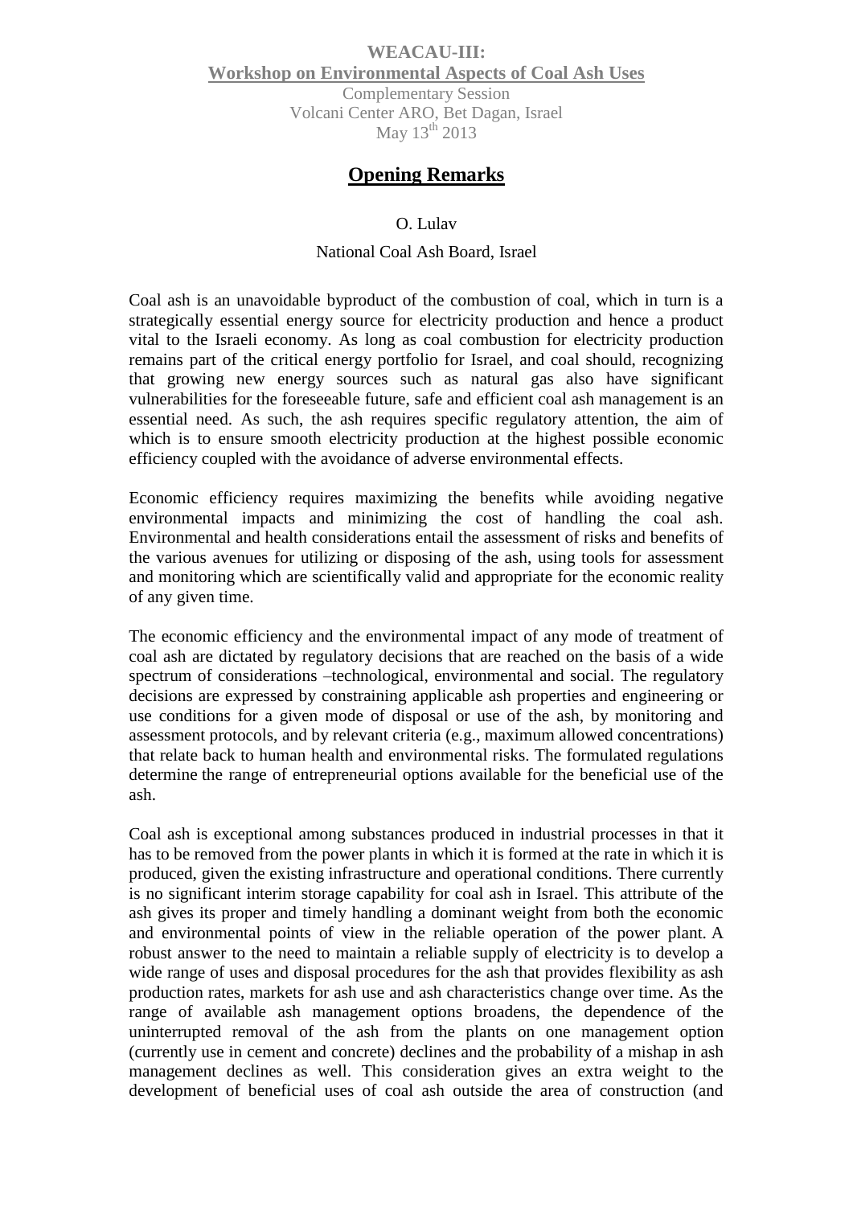**WEACAU-III:**
**Workshop on Environmental Aspects of Coal Ash Uses**
Complementary Session
Volcani Center ARO, Bet Dagan, Israel
May 13th 2013

# Opening Remarks

O. Lulav

National Coal Ash Board, Israel

Coal ash is an unavoidable byproduct of the combustion of coal, which in turn is a strategically essential energy source for electricity production and hence a product vital to the Israeli economy. As long as coal combustion for electricity production remains part of the critical energy portfolio for Israel, and coal should, recognizing that growing new energy sources such as natural gas also have significant vulnerabilities for the foreseeable future, safe and efficient coal ash management is an essential need. As such, the ash requires specific regulatory attention, the aim of which is to ensure smooth electricity production at the highest possible economic efficiency coupled with the avoidance of adverse environmental effects.

Economic efficiency requires maximizing the benefits while avoiding negative environmental impacts and minimizing the cost of handling the coal ash. Environmental and health considerations entail the assessment of risks and benefits of the various avenues for utilizing or disposing of the ash, using tools for assessment and monitoring which are scientifically valid and appropriate for the economic reality of any given time.

The economic efficiency and the environmental impact of any mode of treatment of coal ash are dictated by regulatory decisions that are reached on the basis of a wide spectrum of considerations –technological, environmental and social. The regulatory decisions are expressed by constraining applicable ash properties and engineering or use conditions for a given mode of disposal or use of the ash, by monitoring and assessment protocols, and by relevant criteria (e.g., maximum allowed concentrations) that relate back to human health and environmental risks. The formulated regulations determine the range of entrepreneurial options available for the beneficial use of the ash.

Coal ash is exceptional among substances produced in industrial processes in that it has to be removed from the power plants in which it is formed at the rate in which it is produced, given the existing infrastructure and operational conditions. There currently is no significant interim storage capability for coal ash in Israel. This attribute of the ash gives its proper and timely handling a dominant weight from both the economic and environmental points of view in the reliable operation of the power plant. A robust answer to the need to maintain a reliable supply of electricity is to develop a wide range of uses and disposal procedures for the ash that provides flexibility as ash production rates, markets for ash use and ash characteristics change over time. As the range of available ash management options broadens, the dependence of the uninterrupted removal of the ash from the plants on one management option (currently use in cement and concrete) declines and the probability of a mishap in ash management declines as well. This consideration gives an extra weight to the development of beneficial uses of coal ash outside the area of construction (and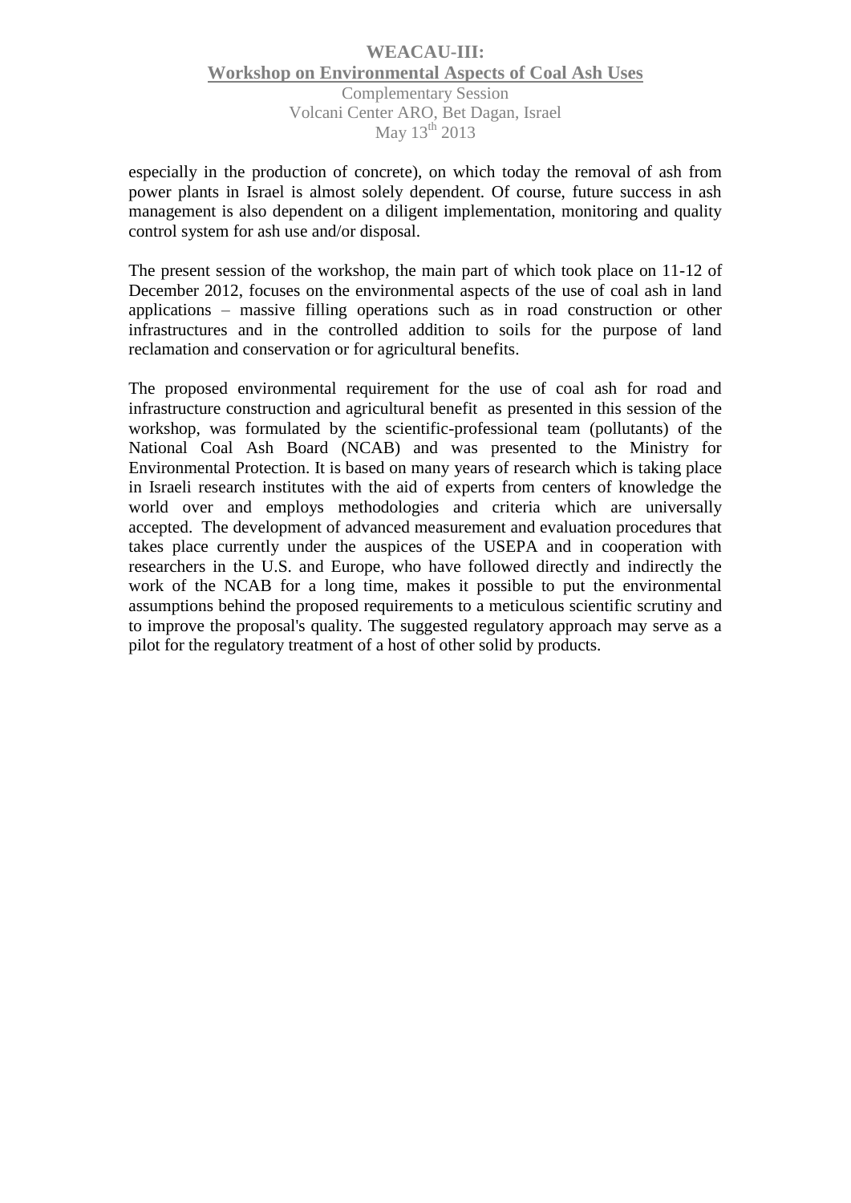especially in the production of concrete), on which today the removal of ash from power plants in Israel is almost solely dependent. Of course, future success in ash management is also dependent on a diligent implementation, monitoring and quality control system for ash use and/or disposal.

The present session of the workshop, the main part of which took place on 11-12 of December 2012, focuses on the environmental aspects of the use of coal ash in land applications – massive filling operations such as in road construction or other infrastructures and in the controlled addition to soils for the purpose of land reclamation and conservation or for agricultural benefits.

The proposed environmental requirement for the use of coal ash for road and infrastructure construction and agricultural benefit as presented in this session of the workshop, was formulated by the scientific-professional team (pollutants) of the National Coal Ash Board (NCAB) and was presented to the Ministry for Environmental Protection. It is based on many years of research which is taking place in Israeli research institutes with the aid of experts from centers of knowledge the world over and employs methodologies and criteria which are universally accepted. The development of advanced measurement and evaluation procedures that takes place currently under the auspices of the USEPA and in cooperation with researchers in the U.S. and Europe, who have followed directly and indirectly the work of the NCAB for a long time, makes it possible to put the environmental assumptions behind the proposed requirements to a meticulous scientific scrutiny and to improve the proposal's quality. The suggested regulatory approach may serve as a pilot for the regulatory treatment of a host of other solid by products.